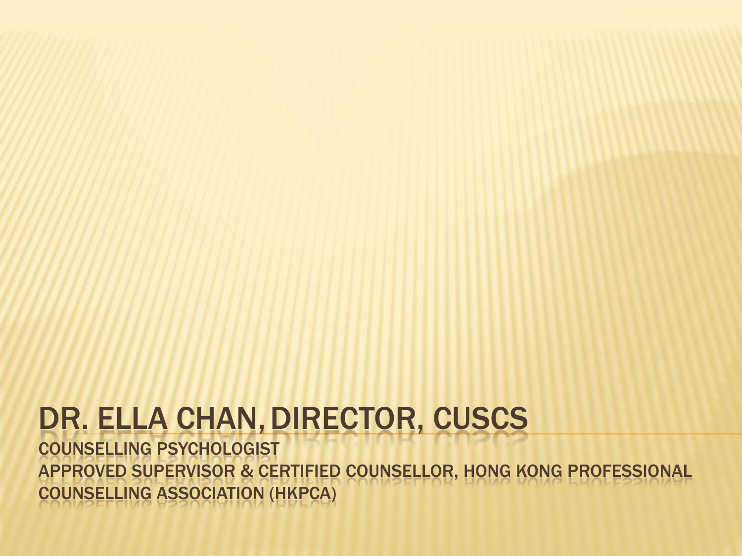# DR. ELLA CHAN, DIRECTOR, CUSCS

COUNSELLING PSYCHOLOGIST
APPROVED SUPERVISOR & CERTIFIED COUNSELLOR, HONG KONG PROFESSIONAL COUNSELLING ASSOCIATION (HKPCA)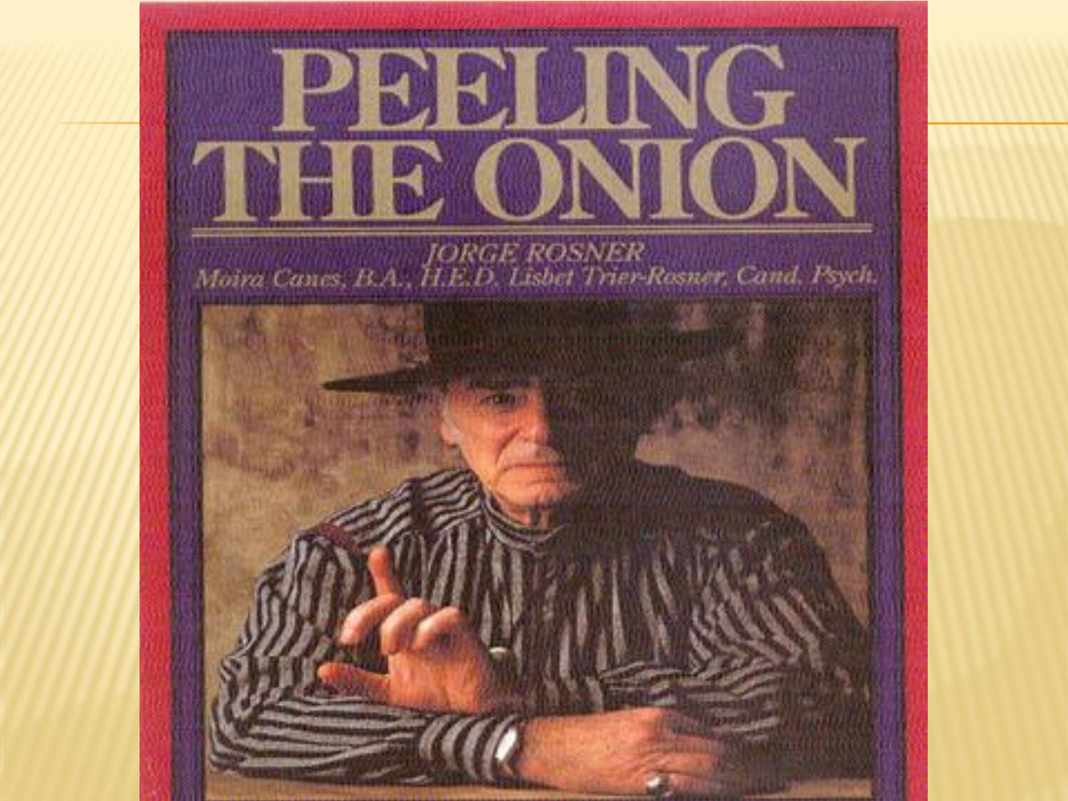# PEELING THE ONION

*JORGE ROSNER*

*Moira Canes, B.A., H.E.D. Lisbet Trier-Rosner, Cand. Psych.*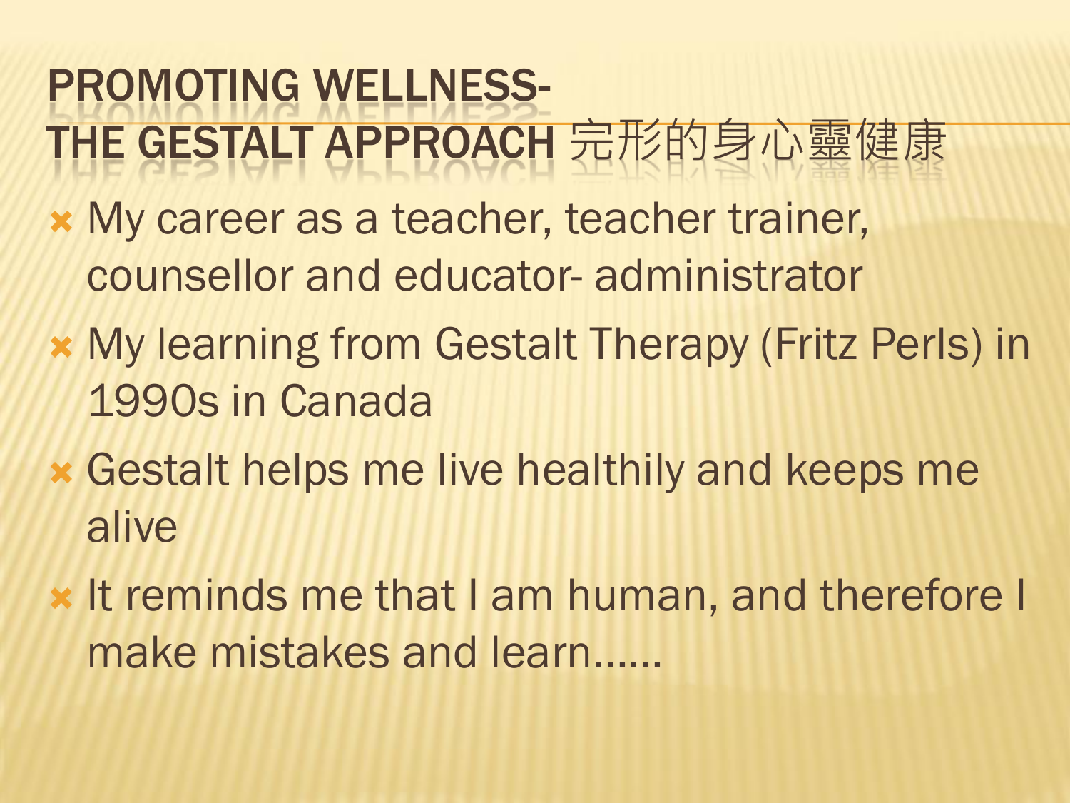# PROMOTING WELLNESS- THE GESTALT APPROACH 完形的身心靈健康

- My career as a teacher, teacher trainer, counsellor and educator- administrator
- My learning from Gestalt Therapy (Fritz Perls) in 1990s in Canada
- Gestalt helps me live healthily and keeps me alive
- It reminds me that I am human, and therefore I make mistakes and learn……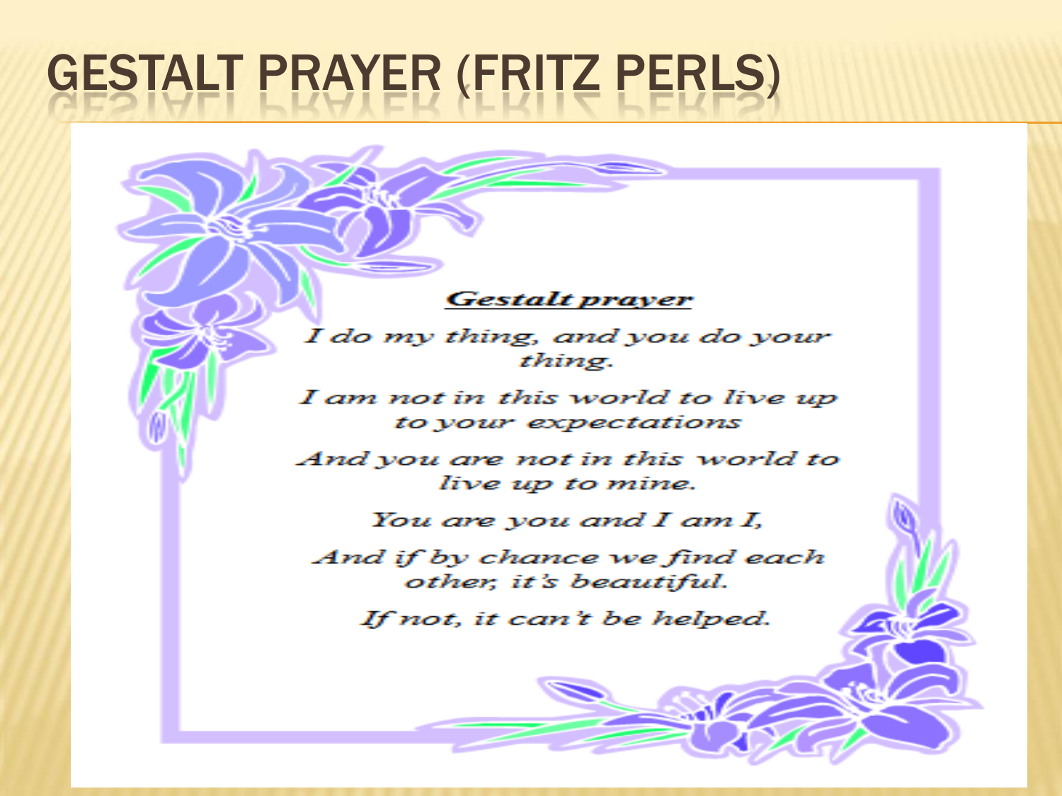# GESTALT PRAYER (FRITZ PERLS)

***Gestalt prayer***

*I do my thing, and you do your thing.*

*I am not in this world to live up to your expectations*

*And you are not in this world to live up to mine.*

*You are you and I am I,*

*And if by chance we find each other, it's beautiful.*

*If not, it can't be helped.*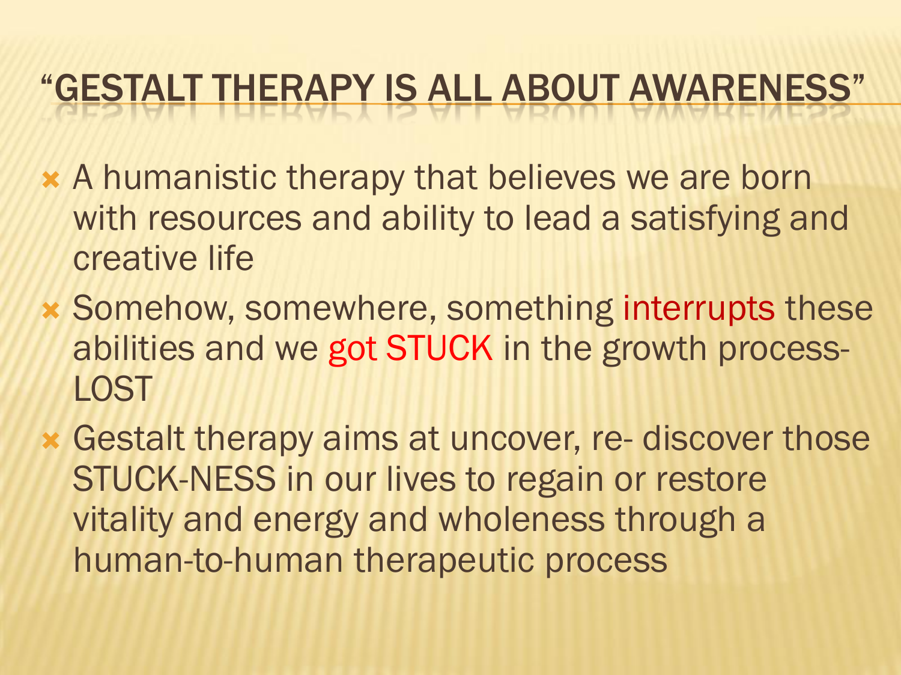# "GESTALT THERAPY IS ALL ABOUT AWARENESS"

- A humanistic therapy that believes we are born with resources and ability to lead a satisfying and creative life
- Somehow, somewhere, something interrupts these abilities and we got STUCK in the growth process- LOST
- Gestalt therapy aims at uncover, re- discover those STUCK-NESS in our lives to regain or restore vitality and energy and wholeness through a human-to-human therapeutic process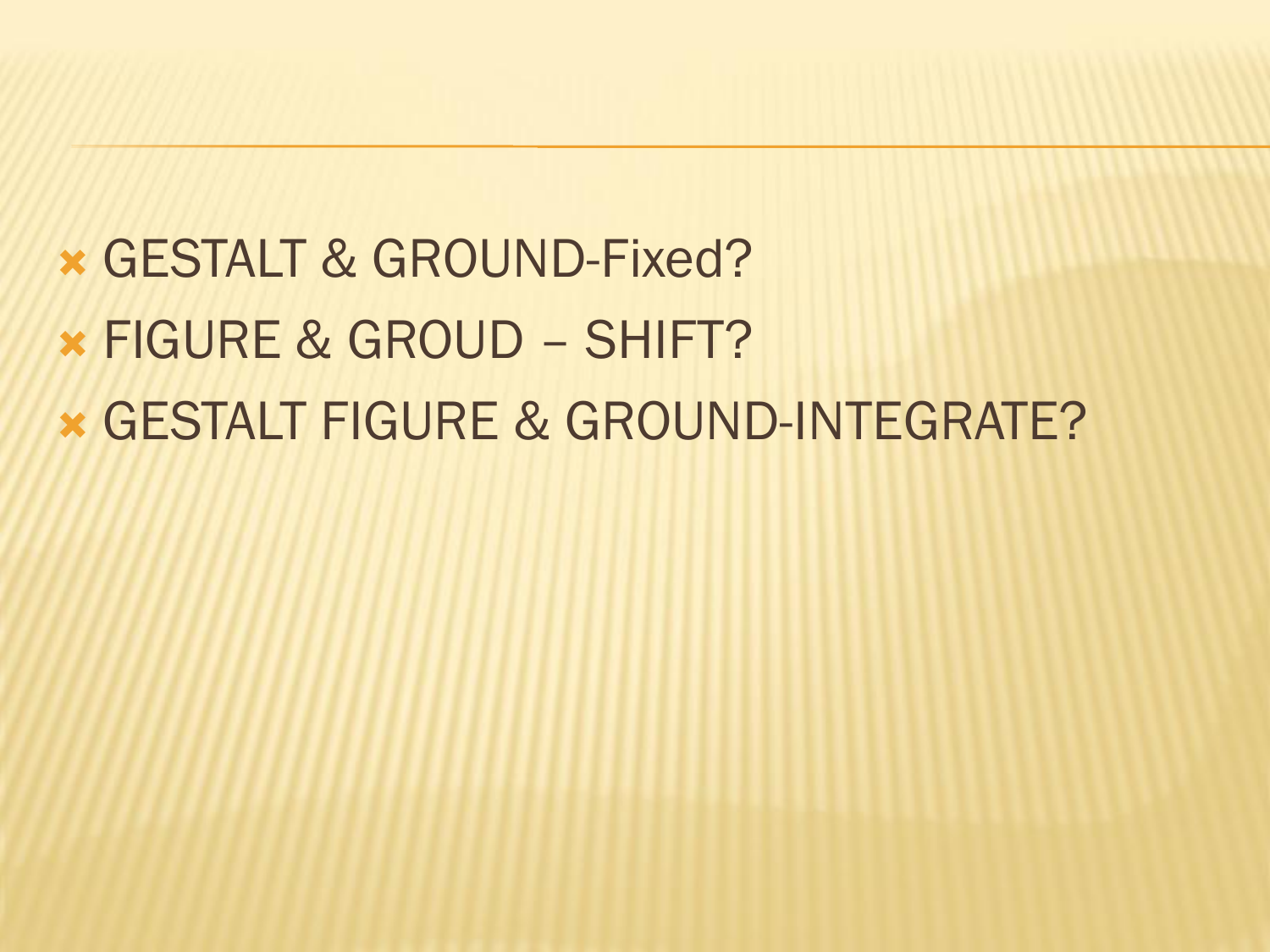- GESTALT & GROUND-Fixed?
- FIGURE & GROUD – SHIFT?
- GESTALT FIGURE & GROUND-INTEGRATE?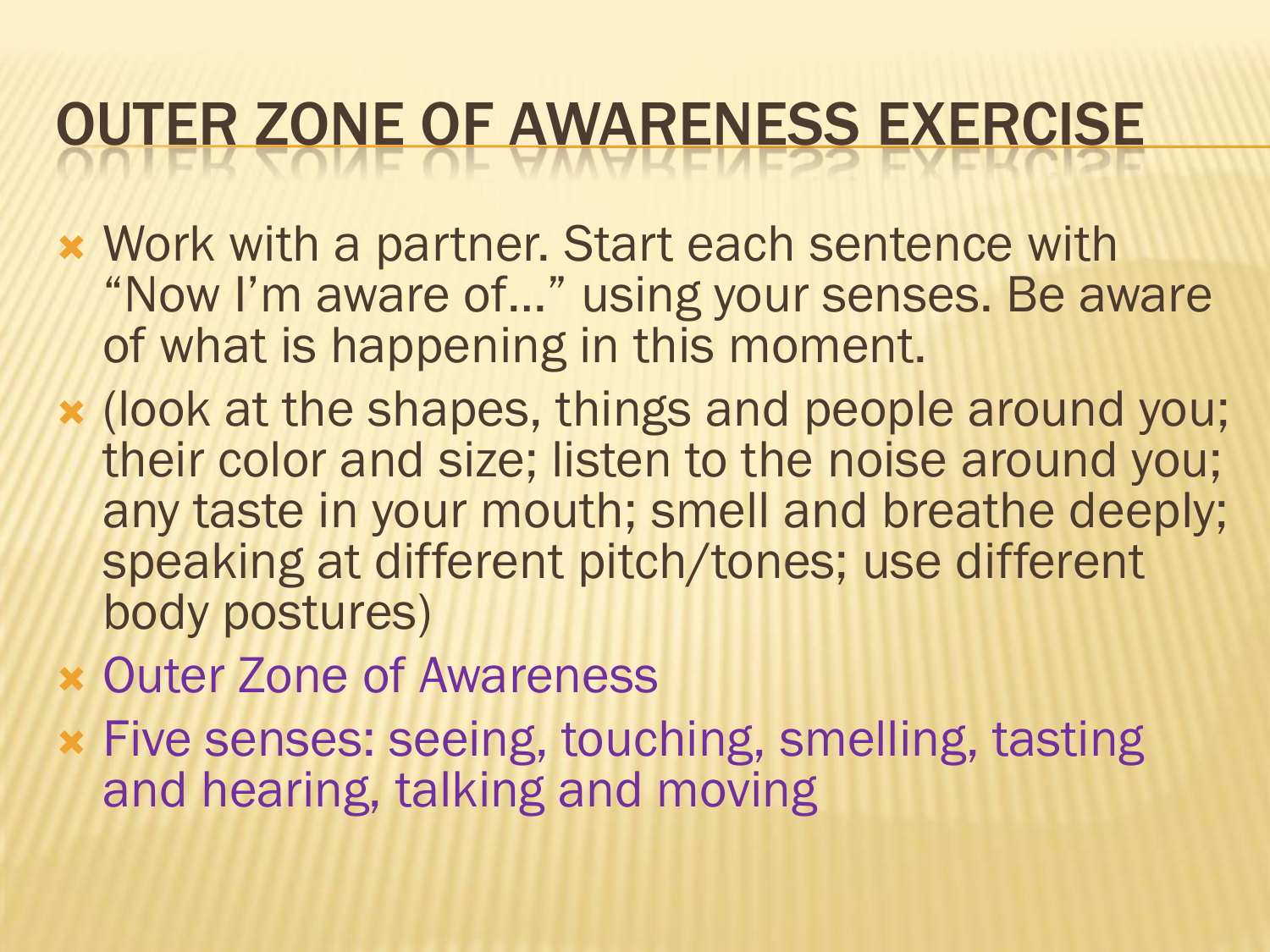# OUTER ZONE OF AWARENESS EXERCISE

- Work with a partner. Start each sentence with "Now I'm aware of…" using your senses. Be aware of what is happening in this moment.
- (look at the shapes, things and people around you; their color and size; listen to the noise around you; any taste in your mouth; smell and breathe deeply; speaking at different pitch/tones; use different body postures)
- Outer Zone of Awareness
- Five senses: seeing, touching, smelling, tasting and hearing, talking and moving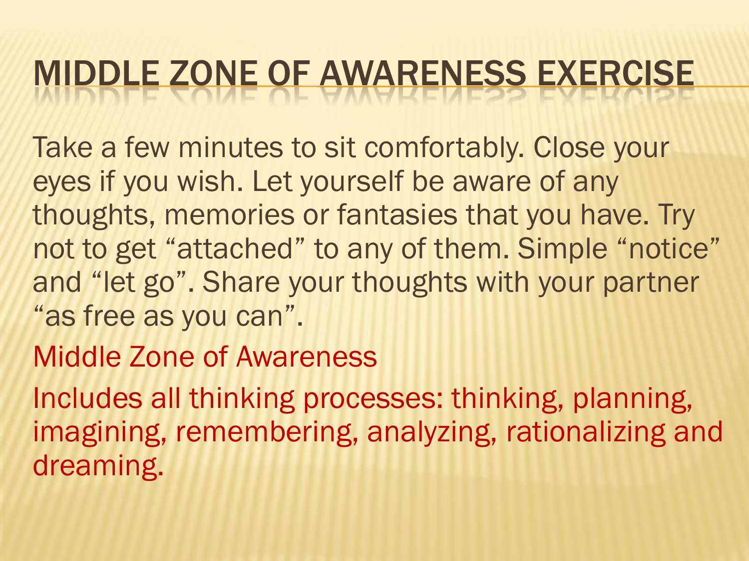# MIDDLE ZONE OF AWARENESS EXERCISE

Take a few minutes to sit comfortably. Close your eyes if you wish. Let yourself be aware of any thoughts, memories or fantasies that you have. Try not to get "attached" to any of them. Simple "notice" and "let go". Share your thoughts with your partner "as free as you can".

Middle Zone of Awareness

Includes all thinking processes: thinking, planning, imagining, remembering, analyzing, rationalizing and dreaming.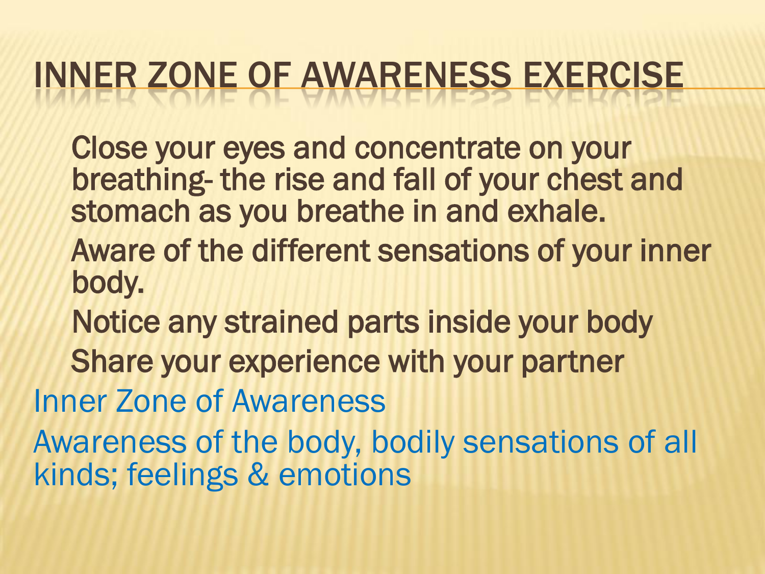# INNER ZONE OF AWARENESS EXERCISE

- Close your eyes and concentrate on your breathing- the rise and fall of your chest and stomach as you breathe in and exhale.
- Aware of the different sensations of your inner body.
- Notice any strained parts inside your body
- Share your experience with your partner

Inner Zone of Awareness

Awareness of the body, bodily sensations of all kinds; feelings & emotions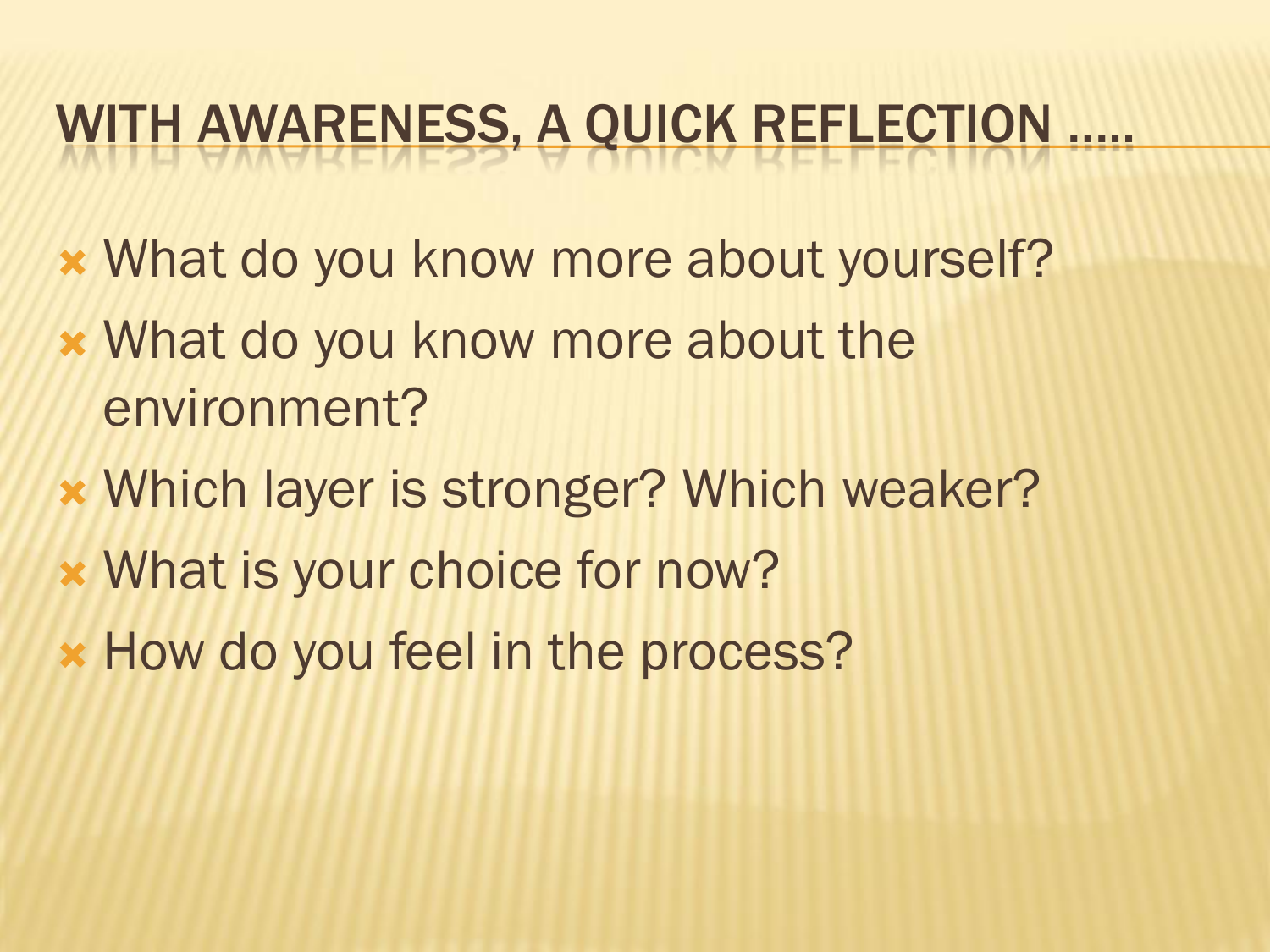# WITH AWARENESS, A QUICK REFLECTION …..

- What do you know more about yourself?
- What do you know more about the environment?
- Which layer is stronger? Which weaker?
- What is your choice for now?
- How do you feel in the process?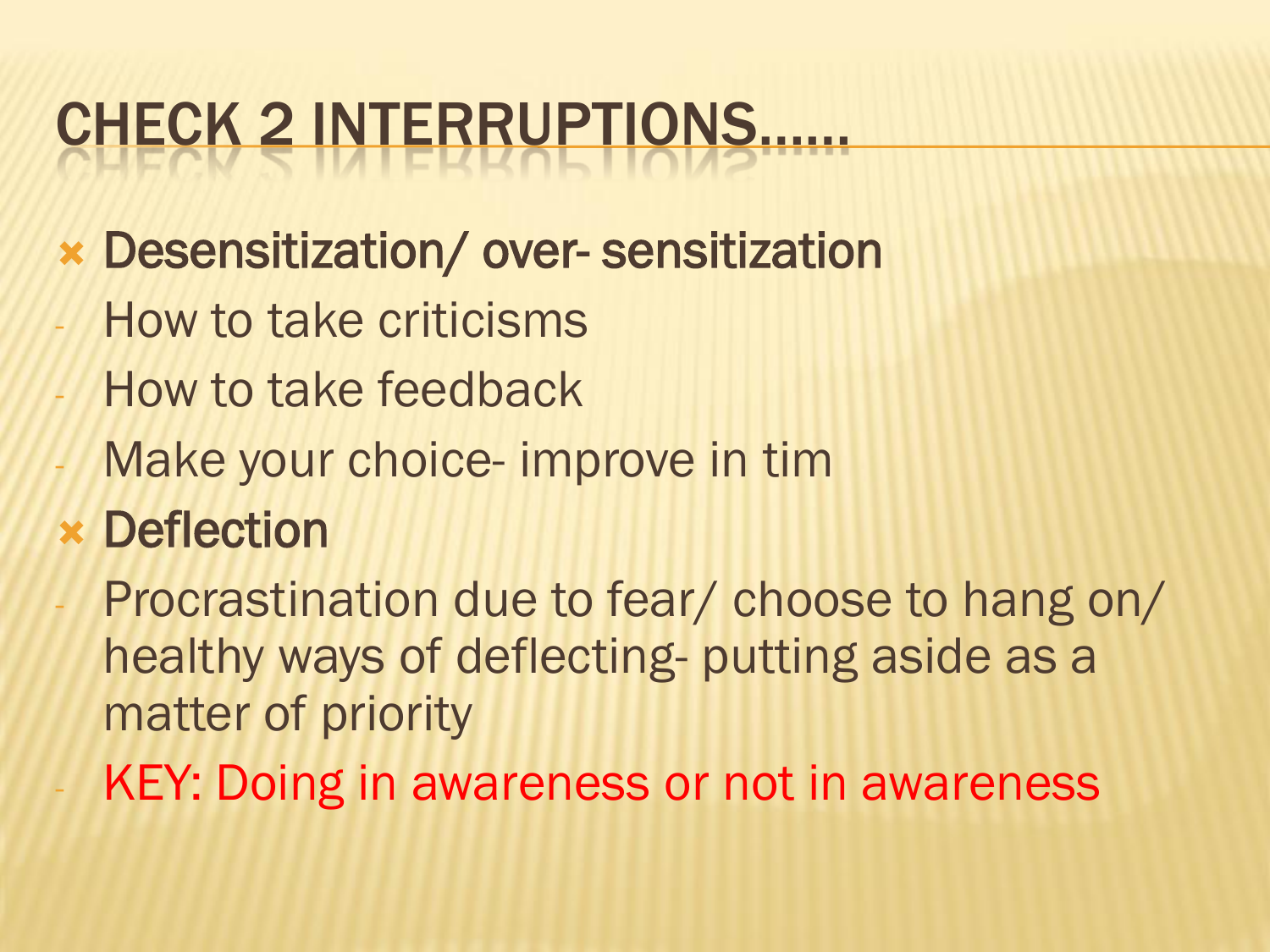# CHECK 2 INTERRUPTIONS……

- Desensitization/ over- sensitization
  - How to take criticisms
  - How to take feedback
  - Make your choice- improve in tim
- Deflection
  - Procrastination due to fear/ choose to hang on/ healthy ways of deflecting- putting aside as a matter of priority
  - KEY: Doing in awareness or not in awareness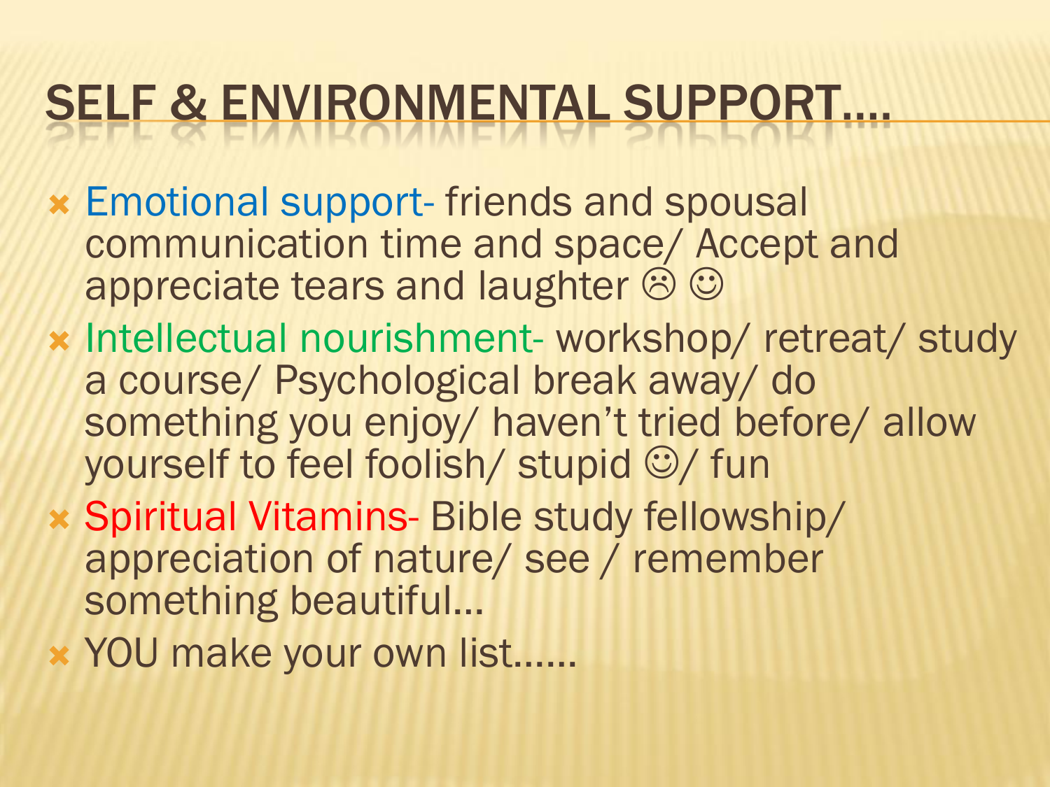# SELF & ENVIRONMENTAL SUPPORT....

- Emotional support- friends and spousal communication time and space/ Accept and appreciate tears and laughter ☹ ☺
- Intellectual nourishment- workshop/ retreat/ study a course/ Psychological break away/ do something you enjoy/ haven't tried before/ allow yourself to feel foolish/ stupid ☺/ fun
- Spiritual Vitamins- Bible study fellowship/ appreciation of nature/ see / remember something beautiful...
- YOU make your own list......